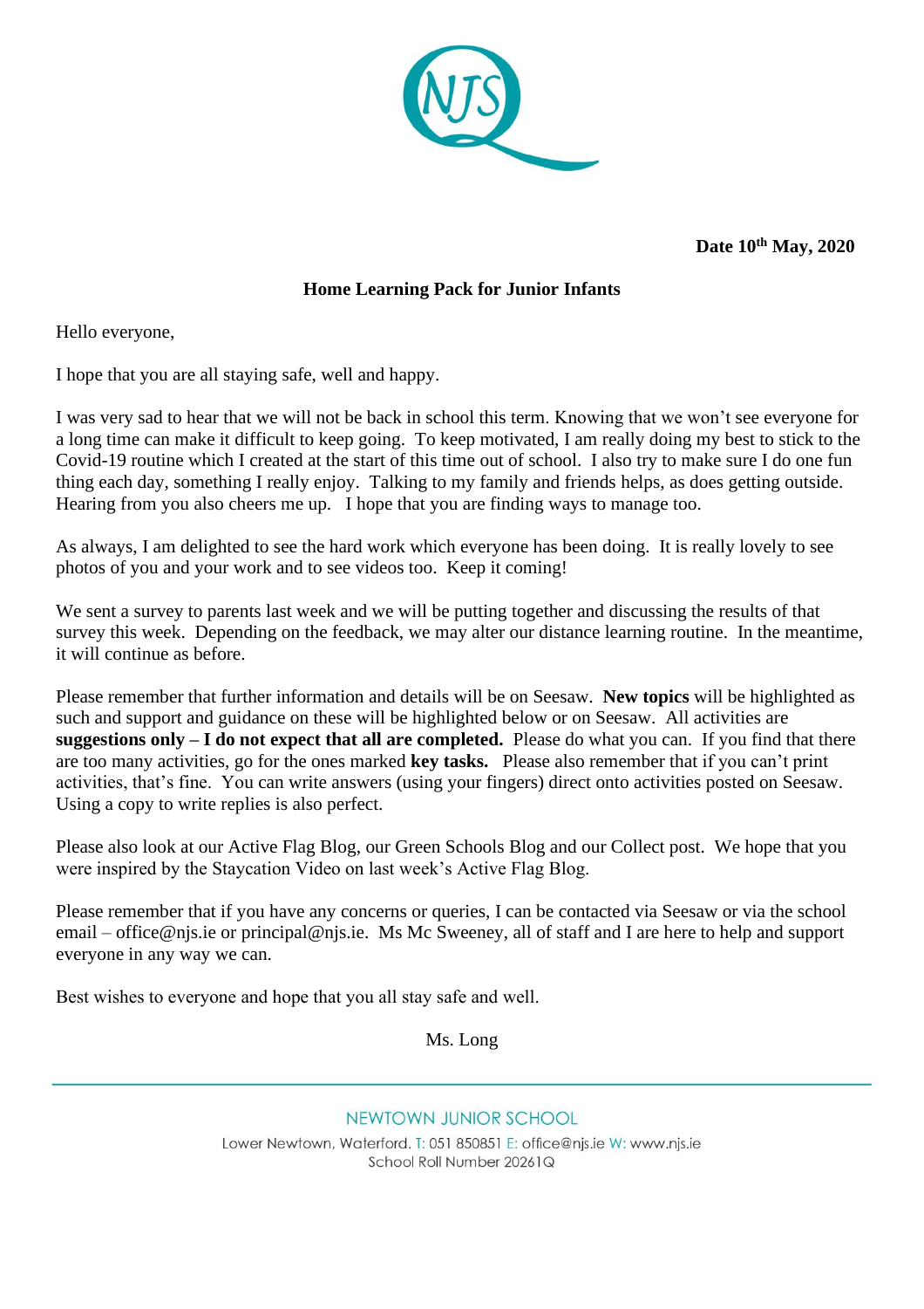**Date 10th May, 2020**

**Home Learning Pack for Junior Infants**

Hello everyone,

I hope that you are all staying safe, well and happy.

I was very sad to hear that we will not be back in school this term. Knowing that we won't see everyone for a long time can make it difficult to keep going. To keep motivated, I am really doing my best to stick to the Covid-19 routine which I created at the start of this time out of school. I also try to make sure I do one fun thing each day, something I really enjoy. Talking to my family and friends helps, as does getting outside. Hearing from you also cheers me up. I hope that you are finding ways to manage too.

As always, I am delighted to see the hard work which everyone has been doing. It is really lovely to see photos of you and your work and to see videos too. Keep it coming!

We sent a survey to parents last week and we will be putting together and discussing the results of that survey this week. Depending on the feedback, we may alter our distance learning routine. In the meantime, it will continue as before.

Please remember that further information and details will be on Seesaw. **New topics** will be highlighted as such and support and guidance on these will be highlighted below or on Seesaw. All activities are **suggestions only – I do not expect that all are completed.** Please do what you can. If you find that there are too many activities, go for the ones marked **key tasks.** Please also remember that if you can't print activities, that's fine. You can write answers (using your fingers) direct onto activities posted on Seesaw. Using a copy to write replies is also perfect.

Please also look at our Active Flag Blog, our Green Schools Blog and our Collect post. We hope that you were inspired by the Staycation Video on last week's Active Flag Blog.

Please remember that if you have any concerns or queries, I can be contacted via Seesaw or via the school email – office@njs.ie or principal@njs.ie. Ms Mc Sweeney, all of staff and I are here to help and support everyone in any way we can.

Best wishes to everyone and hope that you all stay safe and well.

Ms. Long

NEWTOWN JUNIOR SCHOOL

Lower Newtown, Waterford. T: 051 850851 E: office@njs.ie W: www.njs.ie

School Roll Number 20261Q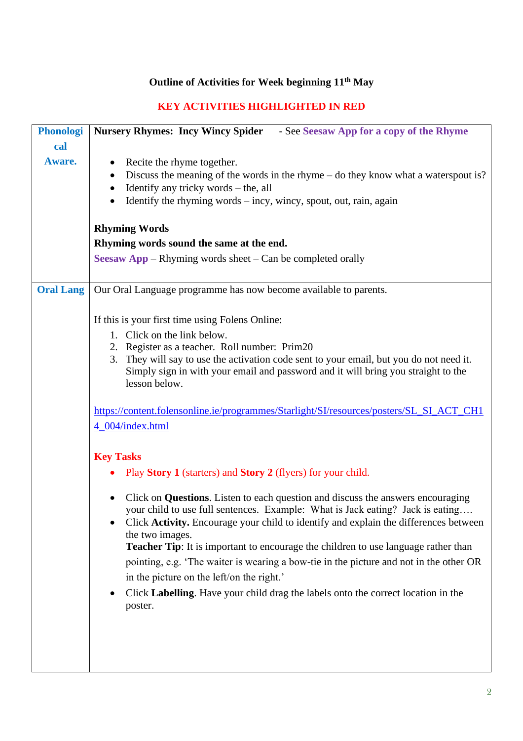**Outline of Activities for Week beginning 11th May**

**KEY ACTIVITIES HIGHLIGHTED IN RED**

| | |
|---|---|
| **Phonological Aware.** | **Nursery Rhymes: Incy Wincy Spider** - See **Seesaw App for a copy of the Rhyme**<br><br>• Recite the rhyme together.<br>• Discuss the meaning of the words in the rhyme – do they know what a waterspout is?<br>• Identify any tricky words – the, all<br>• Identify the rhyming words – incy, wincy, spout, out, rain, again<br><br>**Rhyming Words**<br>**Rhyming words sound the same at the end.**<br>**Seesaw App** – Rhyming words sheet – Can be completed orally |
| **Oral Lang** | Our Oral Language programme has now become available to parents.<br><br>If this is your first time using Folens Online:<br>1. Click on the link below.<br>2. Register as a teacher. Roll number: Prim20<br>3. They will say to use the activation code sent to your email, but you do not need it. Simply sign in with your email and password and it will bring you straight to the lesson below.<br><br>https://content.folensonline.ie/programmes/Starlight/SI/resources/posters/SL_SI_ACT_CH14_004/index.html<br><br>**Key Tasks**<br>• Play **Story 1** (starters) and **Story 2** (flyers) for your child.<br><br>• Click on **Questions**. Listen to each question and discuss the answers encouraging your child to use full sentences. Example: What is Jack eating? Jack is eating….<br>• Click **Activity.** Encourage your child to identify and explain the differences between the two images.<br>**Teacher Tip**: It is important to encourage the children to use language rather than pointing, e.g. 'The waiter is wearing a bow-tie in the picture and not in the other OR in the picture on the left/on the right.'<br>• Click **Labelling**. Have your child drag the labels onto the correct location in the poster. |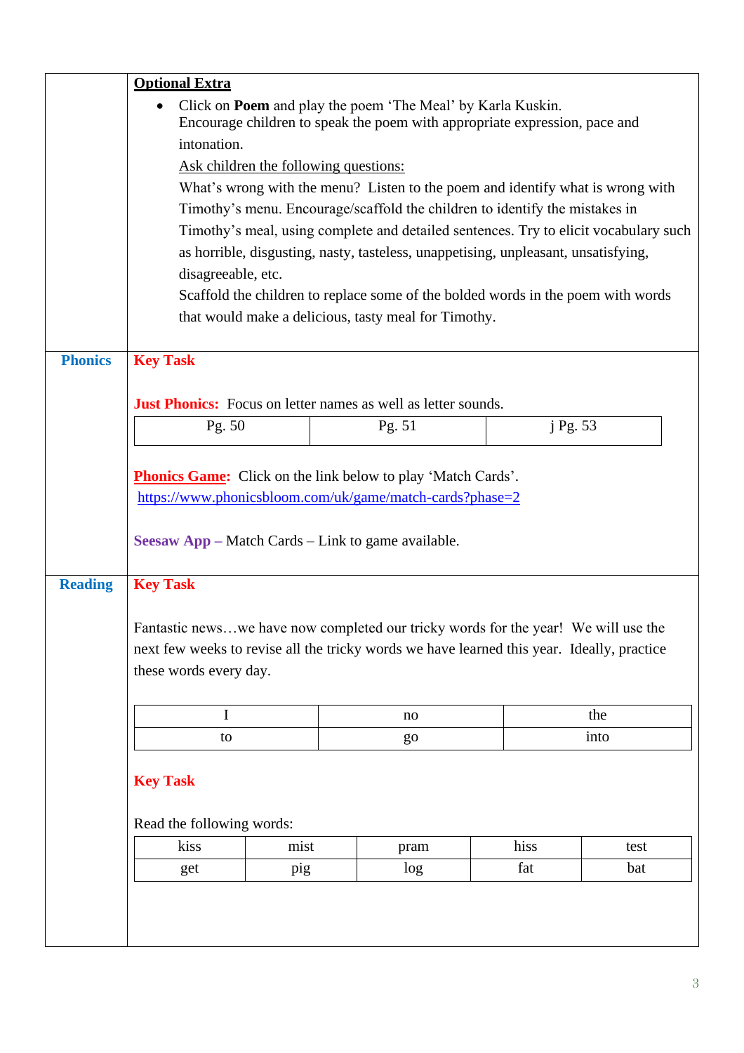**Optional Extra**

- Click on **Poem** and play the poem 'The Meal' by Karla Kuskin.
  Encourage children to speak the poem with appropriate expression, pace and intonation.
  Ask children the following questions:
  What's wrong with the menu? Listen to the poem and identify what is wrong with Timothy's menu. Encourage/scaffold the children to identify the mistakes in Timothy's meal, using complete and detailed sentences. Try to elicit vocabulary such as horrible, disgusting, nasty, tasteless, unappetising, unpleasant, unsatisfying, disagreeable, etc.
  Scaffold the children to replace some of the bolded words in the poem with words that would make a delicious, tasty meal for Timothy.

## Phonics

**Key Task**

**Just Phonics:** Focus on letter names as well as letter sounds.

| Pg. 50 | Pg. 51 | j Pg. 53 |
|---|---|---|

**Phonics Game:** Click on the link below to play 'Match Cards'.
https://www.phonicsbloom.com/uk/game/match-cards?phase=2

**Seesaw App** – Match Cards – Link to game available.

## Reading

**Key Task**

Fantastic news…we have now completed our tricky words for the year! We will use the next few weeks to revise all the tricky words we have learned this year. Ideally, practice these words every day.

| I | no | the |
|---|---|---|
| to | go | into |

**Key Task**

Read the following words:

| kiss | mist | pram | hiss | test |
|---|---|---|---|---|
| get | pig | log | fat | bat |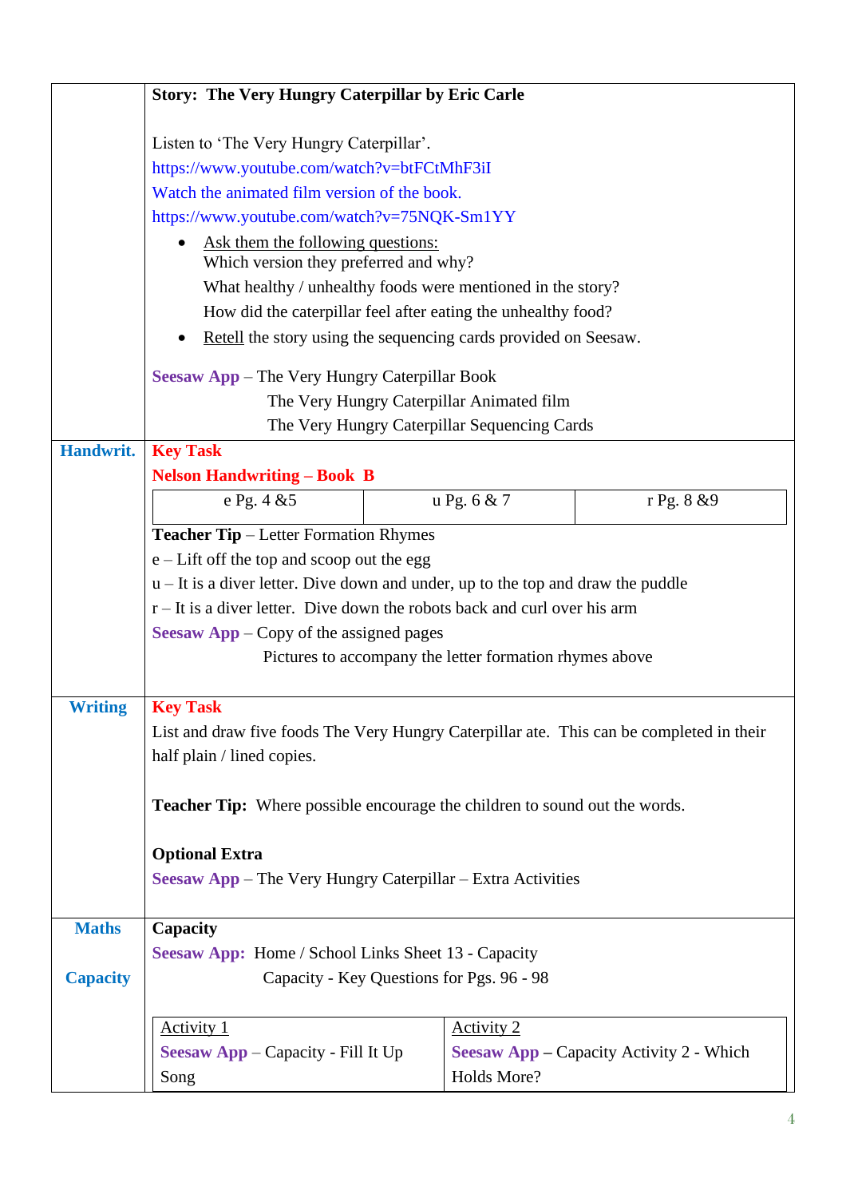| | |
|---|---|
| | **Story: The Very Hungry Caterpillar by Eric Carle**<br><br>Listen to 'The Very Hungry Caterpillar'.<br>https://www.youtube.com/watch?v=btFCtMhF3iI<br>Watch the animated film version of the book.<br>https://www.youtube.com/watch?v=75NQK-Sm1YY<br>• Ask them the following questions:<br>Which version they preferred and why?<br>What healthy / unhealthy foods were mentioned in the story?<br>How did the caterpillar feel after eating the unhealthy food?<br>• Retell the story using the sequencing cards provided on Seesaw.<br><br>**Seesaw App** – The Very Hungry Caterpillar Book<br>The Very Hungry Caterpillar Animated film<br>The Very Hungry Caterpillar Sequencing Cards |
| **Handwrit.** | **Key Task**<br>**Nelson Handwriting – Book B**<br>e Pg. 4 &5 \| u Pg. 6 & 7 \| r Pg. 8 &9<br>**Teacher Tip** – Letter Formation Rhymes<br>e – Lift off the top and scoop out the egg<br>u – It is a diver letter. Dive down and under, up to the top and draw the puddle<br>r – It is a diver letter. Dive down the robots back and curl over his arm<br>**Seesaw App** – Copy of the assigned pages<br>Pictures to accompany the letter formation rhymes above |
| **Writing** | **Key Task**<br>List and draw five foods The Very Hungry Caterpillar ate. This can be completed in their half plain / lined copies.<br><br>**Teacher Tip:** Where possible encourage the children to sound out the words.<br><br>**Optional Extra**<br>**Seesaw App** – The Very Hungry Caterpillar – Extra Activities |
| **Maths**<br><br>**Capacity** | **Capacity**<br>**Seesaw App:** Home / School Links Sheet 13 - Capacity<br>Capacity - Key Questions for Pgs. 96 - 98<br><br>Activity 1<br>**Seesaw App** – Capacity - Fill It Up Song<br><br>Activity 2<br>**Seesaw App** – Capacity Activity 2 - Which Holds More? |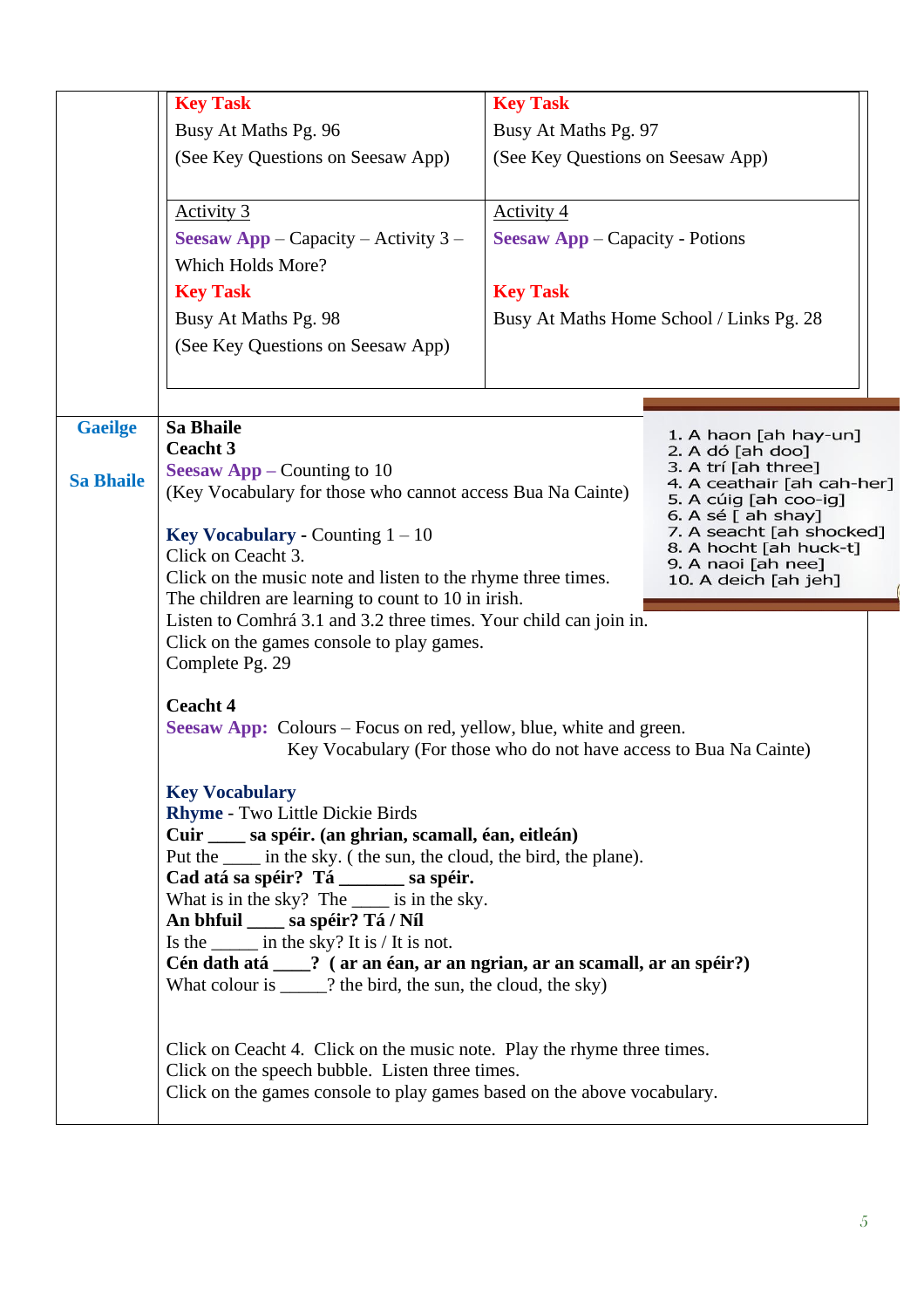| | | |
|---|---|---|
| | **Key Task**<br>Busy At Maths Pg. 96<br>(See Key Questions on Seesaw App) | **Key Task**<br>Busy At Maths Pg. 97<br>(See Key Questions on Seesaw App) |
| | Activity 3<br>**Seesaw App** – Capacity – Activity 3 – Which Holds More?<br>**Key Task**<br>Busy At Maths Pg. 98<br>(See Key Questions on Seesaw App) | Activity 4<br>**Seesaw App** – Capacity - Potions<br><br>**Key Task**<br>Busy At Maths Home School / Links Pg. 28 |

**Gaeilge**

**Sa Bhaile**

**Sa Bhaile**
**Ceacht 3**
**Seesaw App –** Counting to 10
(Key Vocabulary for those who cannot access Bua Na Cainte)

1. A haon [ah hay-un]
2. A dó [ah doo]
3. A trí [ah three]
4. A ceathair [ah cah-her]
5. A cúig [ah coo-ig]
6. A sé [ ah shay]
7. A seacht [ah shocked]
8. A hocht [ah huck-t]
9. A naoi [ah nee]
10. A deich [ah jeh]

**Key Vocabulary** - Counting 1 – 10
Click on Ceacht 3.
Click on the music note and listen to the rhyme three times.
The children are learning to count to 10 in irish.
Listen to Comhrá 3.1 and 3.2 three times. Your child can join in.
Click on the games console to play games.
Complete Pg. 29

**Ceacht 4**
**Seesaw App:** Colours – Focus on red, yellow, blue, white and green.
Key Vocabulary (For those who do not have access to Bua Na Cainte)

**Key Vocabulary**
**Rhyme** - Two Little Dickie Birds
**Cuir \_\_\_\_ sa spéir. (an ghrian, scamall, éan, eitleán)**
Put the \_\_\_\_ in the sky. ( the sun, the cloud, the bird, the plane).
**Cad atá sa spéir? Tá \_\_\_\_\_\_\_ sa spéir.**
What is in the sky? The \_\_\_\_ is in the sky.
**An bhfuil \_\_\_\_ sa spéir? Tá / Níl**
Is the \_\_\_\_\_ in the sky? It is / It is not.
**Cén dath atá \_\_\_\_? ( ar an éan, ar an ngrian, ar an scamall, ar an spéir?)**
What colour is \_\_\_\_\_? the bird, the sun, the cloud, the sky)

Click on Ceacht 4. Click on the music note. Play the rhyme three times.
Click on the speech bubble. Listen three times.
Click on the games console to play games based on the above vocabulary.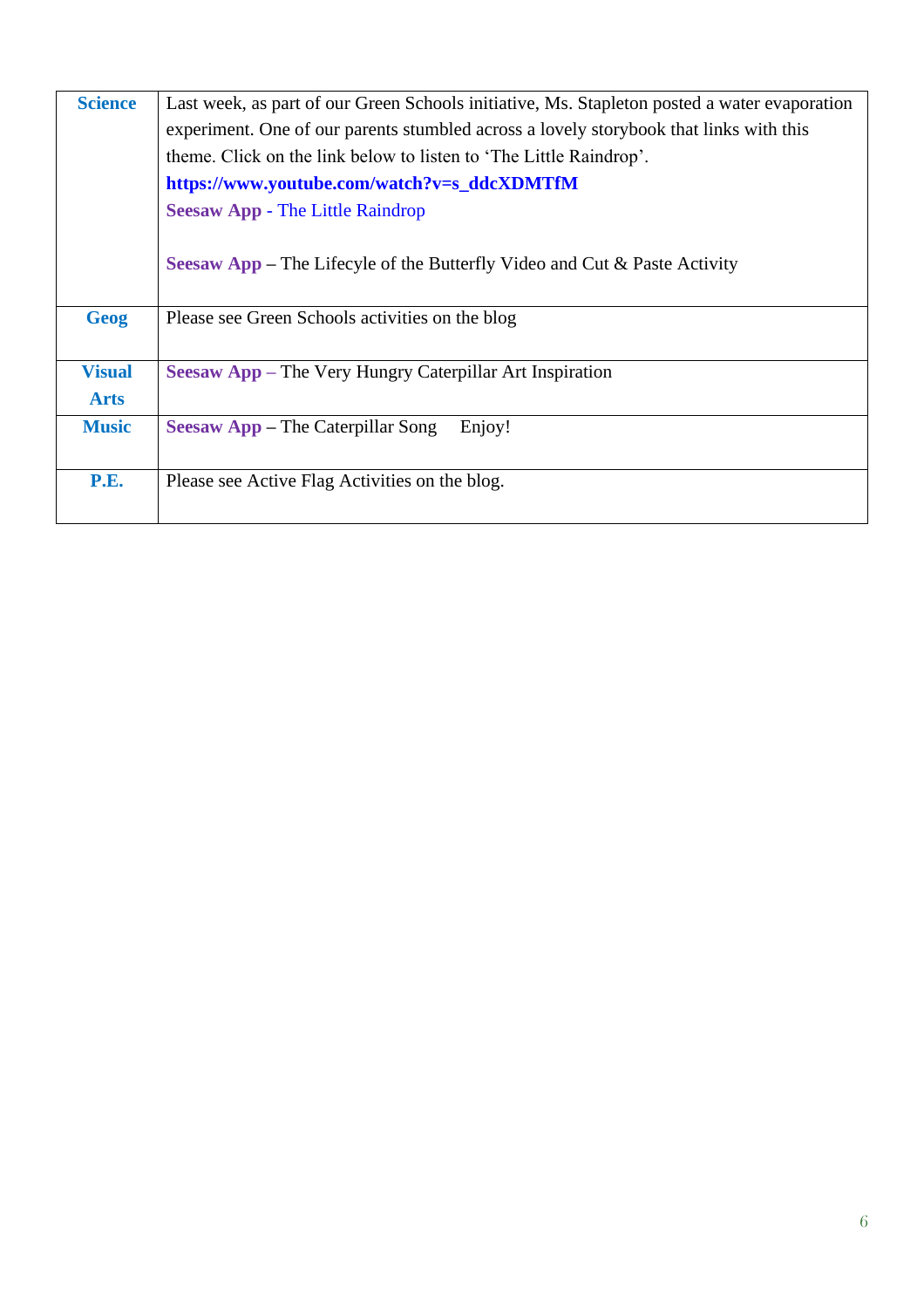| | |
|---|---|
| **Science** | Last week, as part of our Green Schools initiative, Ms. Stapleton posted a water evaporation experiment. One of our parents stumbled across a lovely storybook that links with this theme. Click on the link below to listen to 'The Little Raindrop'.<br>**https://www.youtube.com/watch?v=s_ddcXDMTfM**<br>**Seesaw App** - The Little Raindrop<br><br>**Seesaw App** – The Lifecyle of the Butterfly Video and Cut & Paste Activity |
| **Geog** | Please see Green Schools activities on the blog |
| **Visual Arts** | **Seesaw App** – The Very Hungry Caterpillar Art Inspiration |
| **Music** | **Seesaw App** – The Caterpillar Song Enjoy! |
| **P.E.** | Please see Active Flag Activities on the blog. |